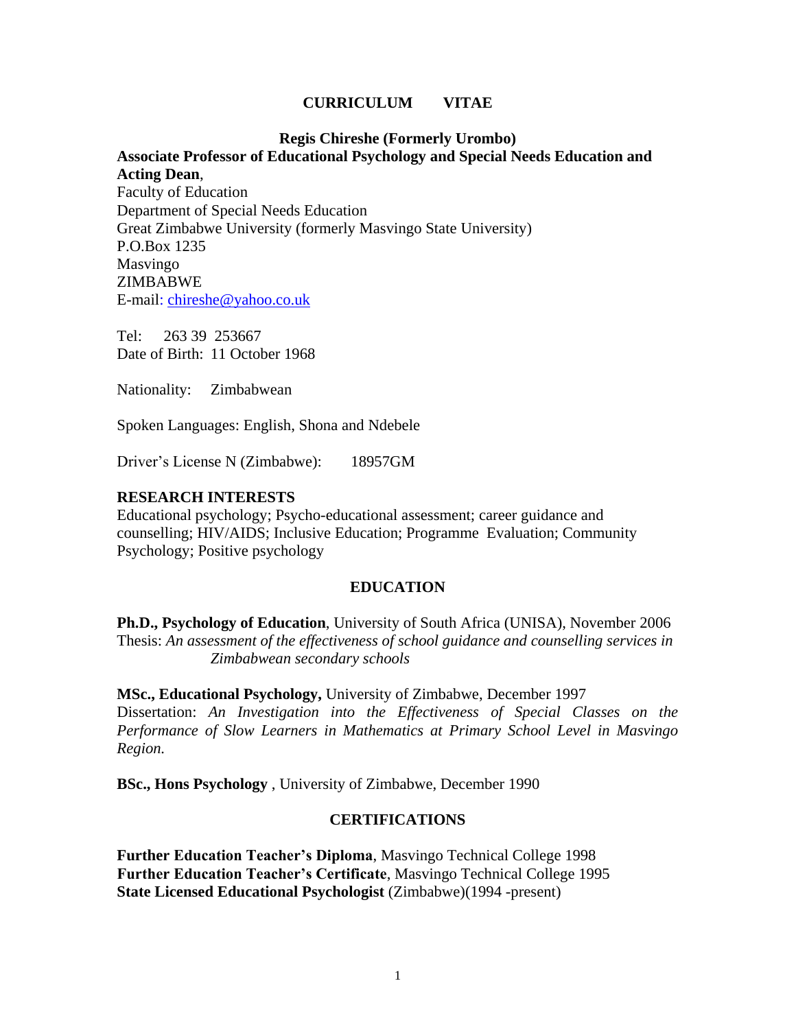# CURRICULUM VITAE

**Regis Chireshe (Formerly Urombo)**

**Associate Professor of Educational Psychology and Special Needs Education and Acting Dean**,
Faculty of Education
Department of Special Needs Education
Great Zimbabwe University (formerly Masvingo State University)
P.O.Box 1235
Masvingo
ZIMBABWE
E-mail: chireshe@yahoo.co.uk

Tel: 263 39 253667
Date of Birth: 11 October 1968

Nationality: Zimbabwean

Spoken Languages: English, Shona and Ndebele

Driver's License N (Zimbabwe): 18957GM

## RESEARCH INTERESTS

Educational psychology; Psycho-educational assessment; career guidance and counselling; HIV/AIDS; Inclusive Education; Programme Evaluation; Community Psychology; Positive psychology

## EDUCATION

**Ph.D., Psychology of Education**, University of South Africa (UNISA), November 2006
Thesis: *An assessment of the effectiveness of school guidance and counselling services in Zimbabwean secondary schools*

**MSc., Educational Psychology,** University of Zimbabwe, December 1997
Dissertation: *An Investigation into the Effectiveness of Special Classes on the Performance of Slow Learners in Mathematics at Primary School Level in Masvingo Region.*

**BSc., Hons Psychology** , University of Zimbabwe, December 1990

## CERTIFICATIONS

**Further Education Teacher's Diploma**, Masvingo Technical College 1998
**Further Education Teacher's Certificate**, Masvingo Technical College 1995
**State Licensed Educational Psychologist** (Zimbabwe)(1994 -present)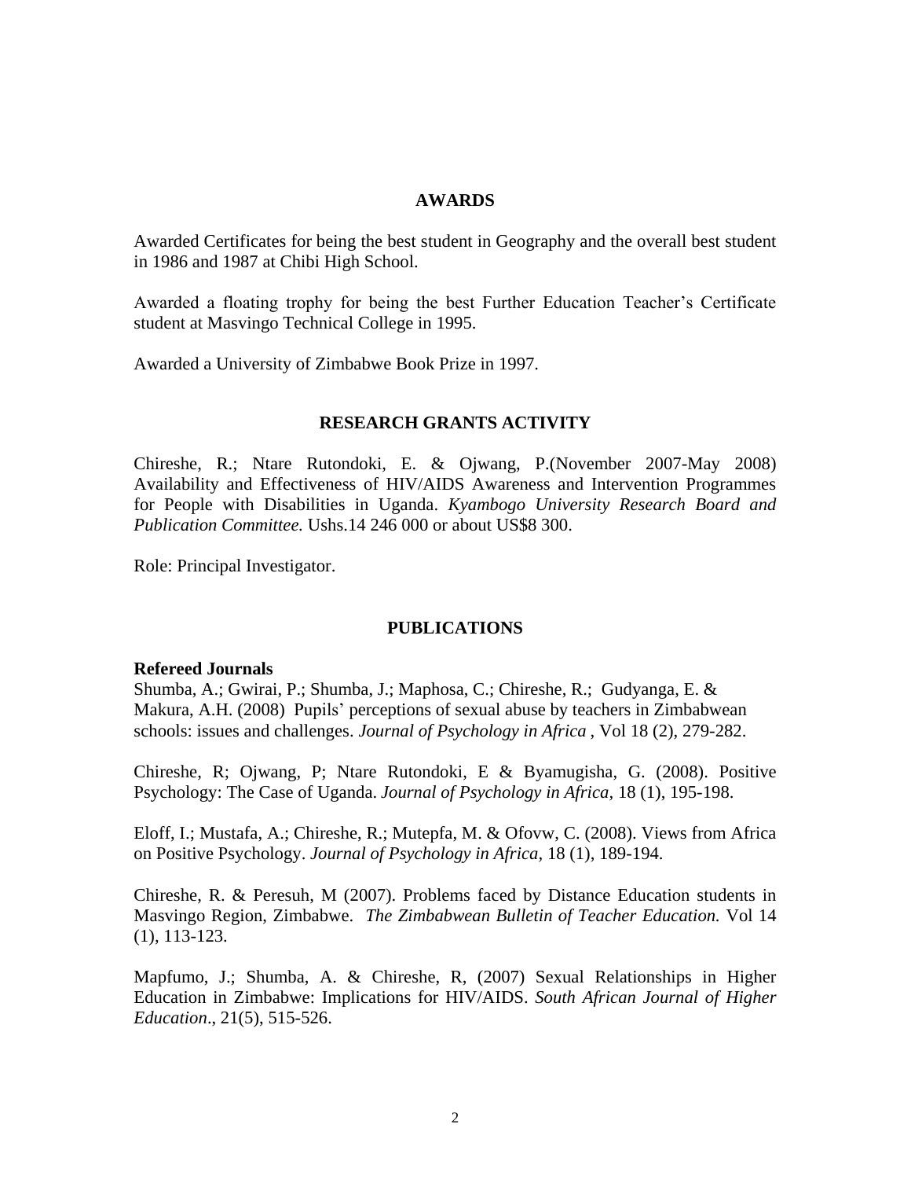## AWARDS

Awarded Certificates for being the best student in Geography and the overall best student in 1986 and 1987 at Chibi High School.

Awarded a floating trophy for being the best Further Education Teacher's Certificate student at Masvingo Technical College in 1995.

Awarded a University of Zimbabwe Book Prize in 1997.

## RESEARCH GRANTS ACTIVITY

Chireshe, R.; Ntare Rutondoki, E. & Ojwang, P.(November 2007-May 2008) Availability and Effectiveness of HIV/AIDS Awareness and Intervention Programmes for People with Disabilities in Uganda. *Kyambogo University Research Board and Publication Committee.* Ushs.14 246 000 or about US$8 300.

Role: Principal Investigator.

## PUBLICATIONS

### Refereed Journals

Shumba, A.; Gwirai, P.; Shumba, J.; Maphosa, C.; Chireshe, R.; Gudyanga, E. & Makura, A.H. (2008) Pupils' perceptions of sexual abuse by teachers in Zimbabwean schools: issues and challenges. *Journal of Psychology in Africa* , Vol 18 (2), 279-282.

Chireshe, R; Ojwang, P; Ntare Rutondoki, E & Byamugisha, G. (2008). Positive Psychology: The Case of Uganda. *Journal of Psychology in Africa*, 18 (1), 195-198.

Eloff, I.; Mustafa, A.; Chireshe, R.; Mutepfa, M. & Ofovw, C. (2008). Views from Africa on Positive Psychology. *Journal of Psychology in Africa*, 18 (1), 189-194.

Chireshe, R. & Peresuh, M (2007). Problems faced by Distance Education students in Masvingo Region, Zimbabwe. *The Zimbabwean Bulletin of Teacher Education.* Vol 14 (1), 113-123.

Mapfumo, J.; Shumba, A. & Chireshe, R, (2007) Sexual Relationships in Higher Education in Zimbabwe: Implications for HIV/AIDS. *South African Journal of Higher Education*., 21(5), 515-526.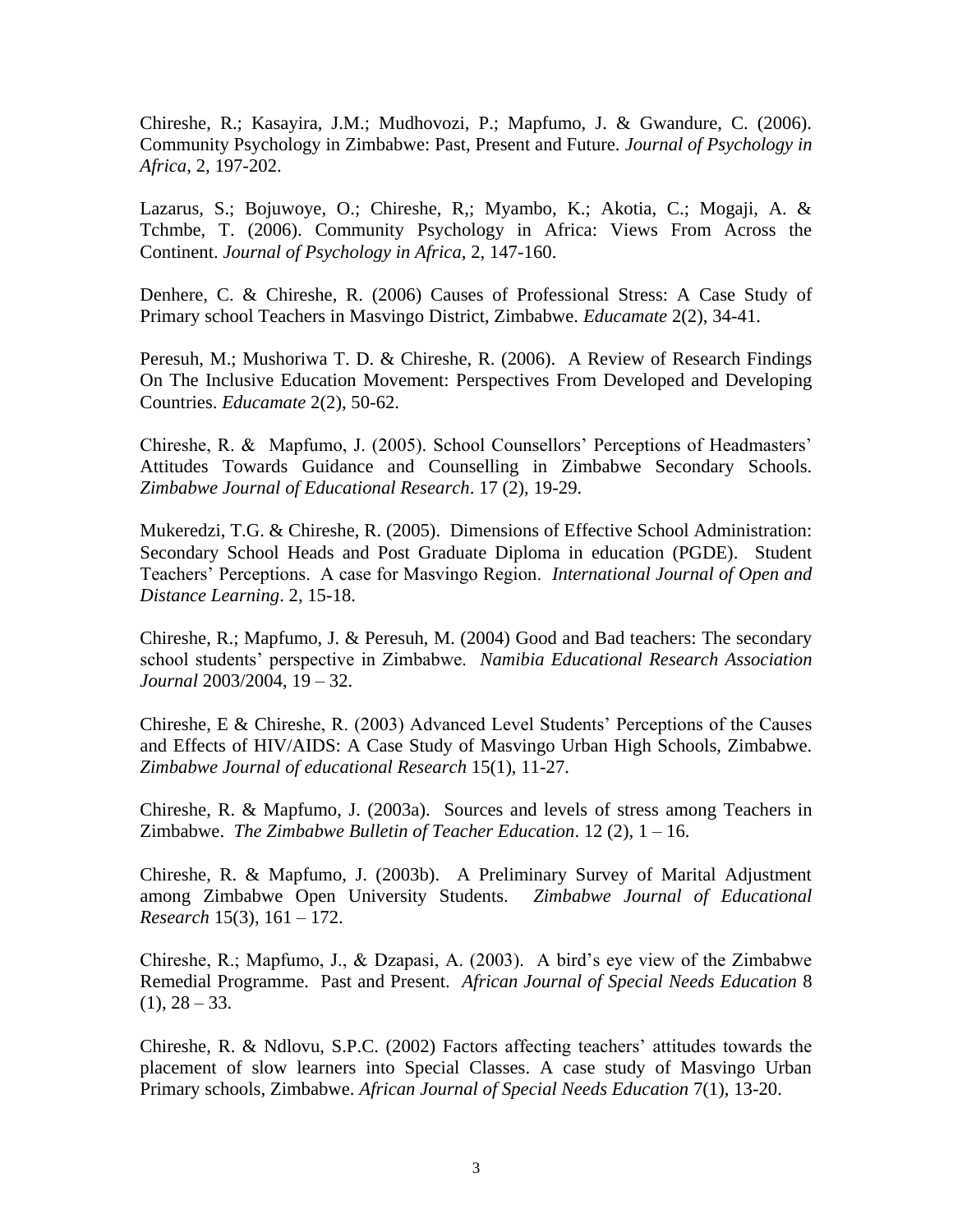Chireshe, R.; Kasayira, J.M.; Mudhovozi, P.; Mapfumo, J. & Gwandure, C. (2006). Community Psychology in Zimbabwe: Past, Present and Future. *Journal of Psychology in Africa*, 2, 197-202.

Lazarus, S.; Bojuwoye, O.; Chireshe, R,; Myambo, K.; Akotia, C.; Mogaji, A. & Tchmbe, T. (2006). Community Psychology in Africa: Views From Across the Continent. *Journal of Psychology in Africa*, 2, 147-160.

Denhere, C. & Chireshe, R. (2006) Causes of Professional Stress: A Case Study of Primary school Teachers in Masvingo District, Zimbabwe. *Educamate* 2(2), 34-41.

Peresuh, M.; Mushoriwa T. D. & Chireshe, R. (2006). A Review of Research Findings On The Inclusive Education Movement: Perspectives From Developed and Developing Countries. *Educamate* 2(2), 50-62.

Chireshe, R. & Mapfumo, J. (2005). School Counsellors' Perceptions of Headmasters' Attitudes Towards Guidance and Counselling in Zimbabwe Secondary Schools. *Zimbabwe Journal of Educational Research*. 17 (2), 19-29.

Mukeredzi, T.G. & Chireshe, R. (2005). Dimensions of Effective School Administration: Secondary School Heads and Post Graduate Diploma in education (PGDE). Student Teachers' Perceptions. A case for Masvingo Region. *International Journal of Open and Distance Learning*. 2, 15-18.

Chireshe, R.; Mapfumo, J. & Peresuh, M. (2004) Good and Bad teachers: The secondary school students' perspective in Zimbabwe. *Namibia Educational Research Association Journal* 2003/2004, 19 – 32.

Chireshe, E & Chireshe, R. (2003) Advanced Level Students' Perceptions of the Causes and Effects of HIV/AIDS: A Case Study of Masvingo Urban High Schools, Zimbabwe. *Zimbabwe Journal of educational Research* 15(1), 11-27.

Chireshe, R. & Mapfumo, J. (2003a). Sources and levels of stress among Teachers in Zimbabwe. *The Zimbabwe Bulletin of Teacher Education*. 12 (2), 1 – 16.

Chireshe, R. & Mapfumo, J. (2003b). A Preliminary Survey of Marital Adjustment among Zimbabwe Open University Students. *Zimbabwe Journal of Educational Research* 15(3), 161 – 172.

Chireshe, R.; Mapfumo, J., & Dzapasi, A. (2003). A bird's eye view of the Zimbabwe Remedial Programme. Past and Present. *African Journal of Special Needs Education* 8 (1), 28 – 33.

Chireshe, R. & Ndlovu, S.P.C. (2002) Factors affecting teachers' attitudes towards the placement of slow learners into Special Classes. A case study of Masvingo Urban Primary schools, Zimbabwe. *African Journal of Special Needs Education* 7(1), 13-20.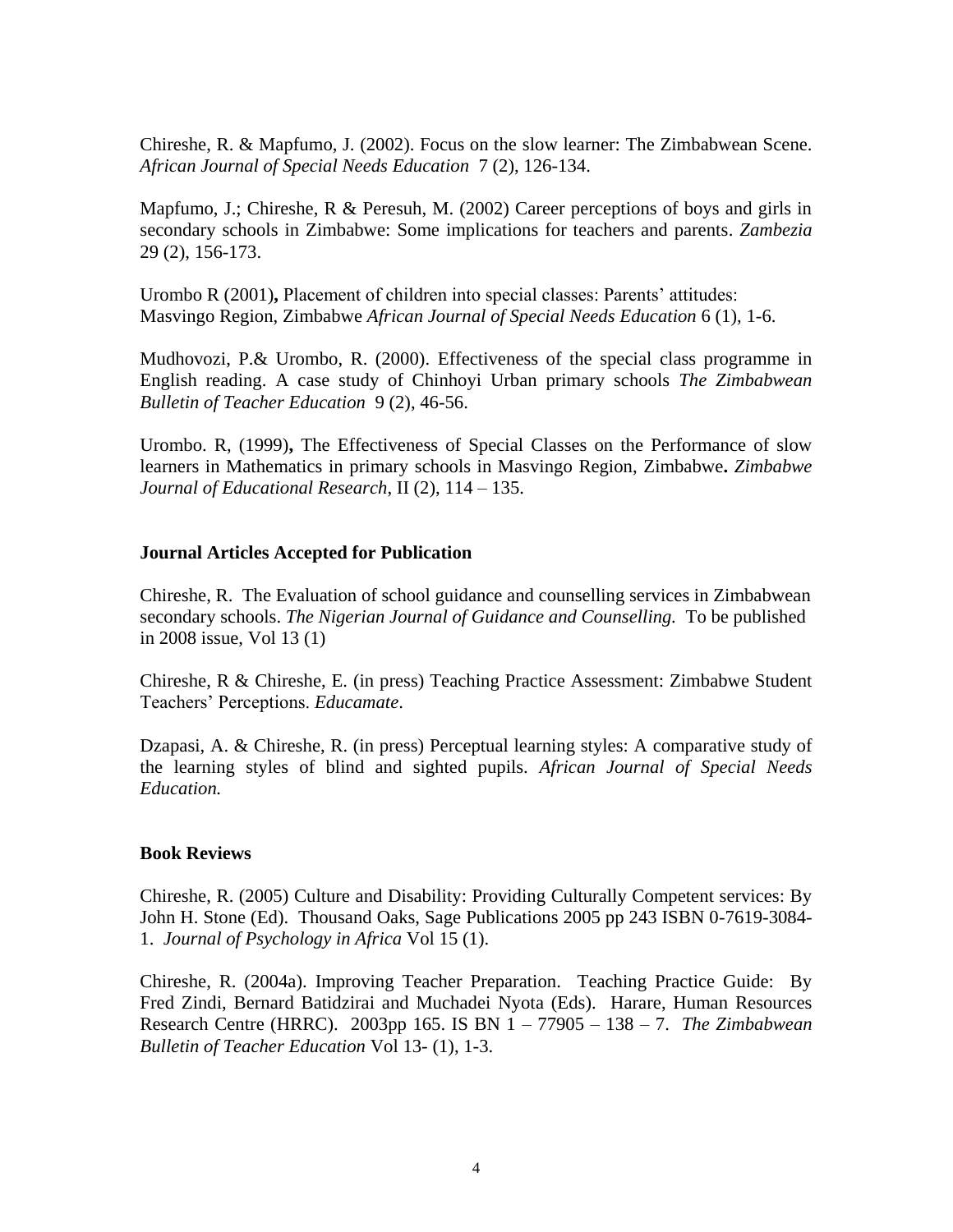Chireshe, R. & Mapfumo, J. (2002). Focus on the slow learner: The Zimbabwean Scene. *African Journal of Special Needs Education* 7 (2), 126-134.

Mapfumo, J.; Chireshe, R & Peresuh, M. (2002) Career perceptions of boys and girls in secondary schools in Zimbabwe: Some implications for teachers and parents. *Zambezia* 29 (2), 156-173.

Urombo R (2001)**,** Placement of children into special classes: Parents' attitudes: Masvingo Region, Zimbabwe *African Journal of Special Needs Education* 6 (1), 1-6.

Mudhovozi, P.& Urombo, R. (2000). Effectiveness of the special class programme in English reading. A case study of Chinhoyi Urban primary schools *The Zimbabwean Bulletin of Teacher Education* 9 (2), 46-56.

Urombo. R, (1999)**,** The Effectiveness of Special Classes on the Performance of slow learners in Mathematics in primary schools in Masvingo Region, Zimbabwe**.** *Zimbabwe Journal of Educational Research*, II (2), 114 – 135.

### Journal Articles Accepted for Publication

Chireshe, R. The Evaluation of school guidance and counselling services in Zimbabwean secondary schools. *The Nigerian Journal of Guidance and Counselling.* To be published in 2008 issue, Vol 13 (1)

Chireshe, R & Chireshe, E. (in press) Teaching Practice Assessment: Zimbabwe Student Teachers' Perceptions. *Educamate*.

Dzapasi, A. & Chireshe, R. (in press) Perceptual learning styles: A comparative study of the learning styles of blind and sighted pupils. *African Journal of Special Needs Education.*

### Book Reviews

Chireshe, R. (2005) Culture and Disability: Providing Culturally Competent services: By John H. Stone (Ed). Thousand Oaks, Sage Publications 2005 pp 243 ISBN 0-7619-3084-1. *Journal of Psychology in Africa* Vol 15 (1).

Chireshe, R. (2004a). Improving Teacher Preparation. Teaching Practice Guide: By Fred Zindi, Bernard Batidzirai and Muchadei Nyota (Eds). Harare, Human Resources Research Centre (HRRC). 2003pp 165. IS BN 1 – 77905 – 138 – 7. *The Zimbabwean Bulletin of Teacher Education* Vol 13- (1), 1-3.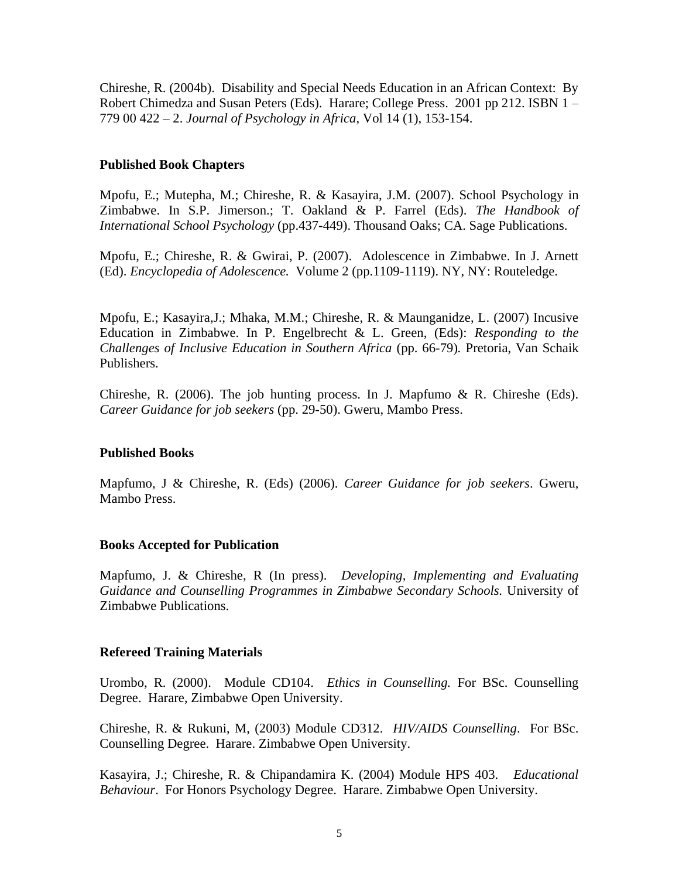Chireshe, R. (2004b). Disability and Special Needs Education in an African Context: By Robert Chimedza and Susan Peters (Eds). Harare; College Press. 2001 pp 212. ISBN 1 – 779 00 422 – 2. *Journal of Psychology in Africa*, Vol 14 (1), 153-154.

**Published Book Chapters**

Mpofu, E.; Mutepha, M.; Chireshe, R. & Kasayira, J.M. (2007). School Psychology in Zimbabwe. In S.P. Jimerson.; T. Oakland & P. Farrel (Eds). *The Handbook of International School Psychology* (pp.437-449). Thousand Oaks; CA. Sage Publications.

Mpofu, E.; Chireshe, R. & Gwirai, P. (2007). Adolescence in Zimbabwe. In J. Arnett (Ed). *Encyclopedia of Adolescence.* Volume 2 (pp.1109-1119). NY, NY: Routeledge.

Mpofu, E.; Kasayira,J.; Mhaka, M.M.; Chireshe, R. & Maunganidze, L. (2007) Incusive Education in Zimbabwe. In P. Engelbrecht & L. Green, (Eds): *Responding to the Challenges of Inclusive Education in Southern Africa* (pp. 66-79). Pretoria, Van Schaik Publishers.

Chireshe, R. (2006). The job hunting process. In J. Mapfumo & R. Chireshe (Eds). *Career Guidance for job seekers* (pp. 29-50). Gweru, Mambo Press.

**Published Books**

Mapfumo, J & Chireshe, R. (Eds) (2006). *Career Guidance for job seekers*. Gweru, Mambo Press.

**Books Accepted for Publication**

Mapfumo, J. & Chireshe, R (In press). *Developing, Implementing and Evaluating Guidance and Counselling Programmes in Zimbabwe Secondary Schools.* University of Zimbabwe Publications.

**Refereed Training Materials**

Urombo, R. (2000). Module CD104. *Ethics in Counselling.* For BSc. Counselling Degree. Harare, Zimbabwe Open University.

Chireshe, R. & Rukuni, M, (2003) Module CD312. *HIV/AIDS Counselling*. For BSc. Counselling Degree. Harare. Zimbabwe Open University.

Kasayira, J.; Chireshe, R. & Chipandamira K. (2004) Module HPS 403. *Educational Behaviour*. For Honors Psychology Degree. Harare. Zimbabwe Open University.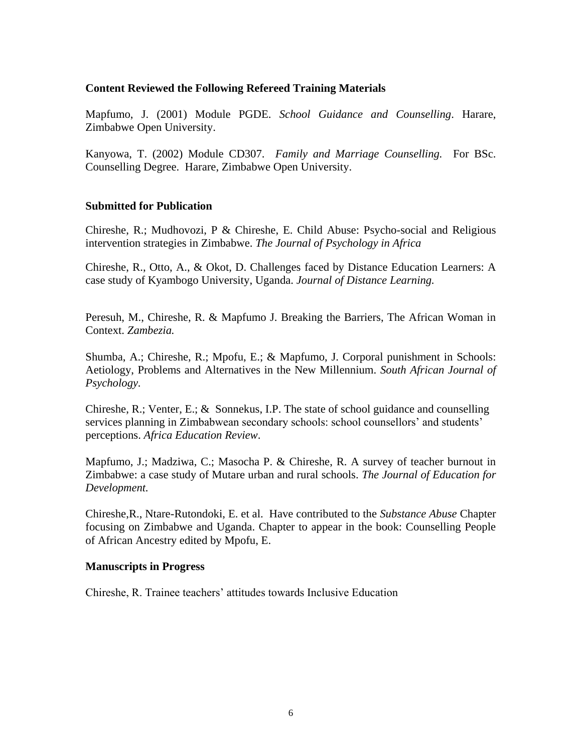**Content Reviewed the Following Refereed Training Materials**

Mapfumo, J. (2001) Module PGDE. *School Guidance and Counselling*. Harare, Zimbabwe Open University.

Kanyowa, T. (2002) Module CD307. *Family and Marriage Counselling.* For BSc. Counselling Degree. Harare, Zimbabwe Open University.

**Submitted for Publication**

Chireshe, R.; Mudhovozi, P & Chireshe, E. Child Abuse: Psycho-social and Religious intervention strategies in Zimbabwe. *The Journal of Psychology in Africa*

Chireshe, R., Otto, A., & Okot, D. Challenges faced by Distance Education Learners: A case study of Kyambogo University, Uganda. *Journal of Distance Learning.*

Peresuh, M., Chireshe, R. & Mapfumo J. Breaking the Barriers, The African Woman in Context. *Zambezia.*

Shumba, A.; Chireshe, R.; Mpofu, E.; & Mapfumo, J. Corporal punishment in Schools: Aetiology, Problems and Alternatives in the New Millennium. *South African Journal of Psychology*.

Chireshe, R.; Venter, E.; & Sonnekus, I.P. The state of school guidance and counselling services planning in Zimbabwean secondary schools: school counsellors' and students' perceptions. *Africa Education Review*.

Mapfumo, J.; Madziwa, C.; Masocha P. & Chireshe, R. A survey of teacher burnout in Zimbabwe: a case study of Mutare urban and rural schools. *The Journal of Education for Development.*

Chireshe,R., Ntare-Rutondoki, E. et al. Have contributed to the *Substance Abuse* Chapter focusing on Zimbabwe and Uganda. Chapter to appear in the book: Counselling People of African Ancestry edited by Mpofu, E.

**Manuscripts in Progress**

Chireshe, R. Trainee teachers' attitudes towards Inclusive Education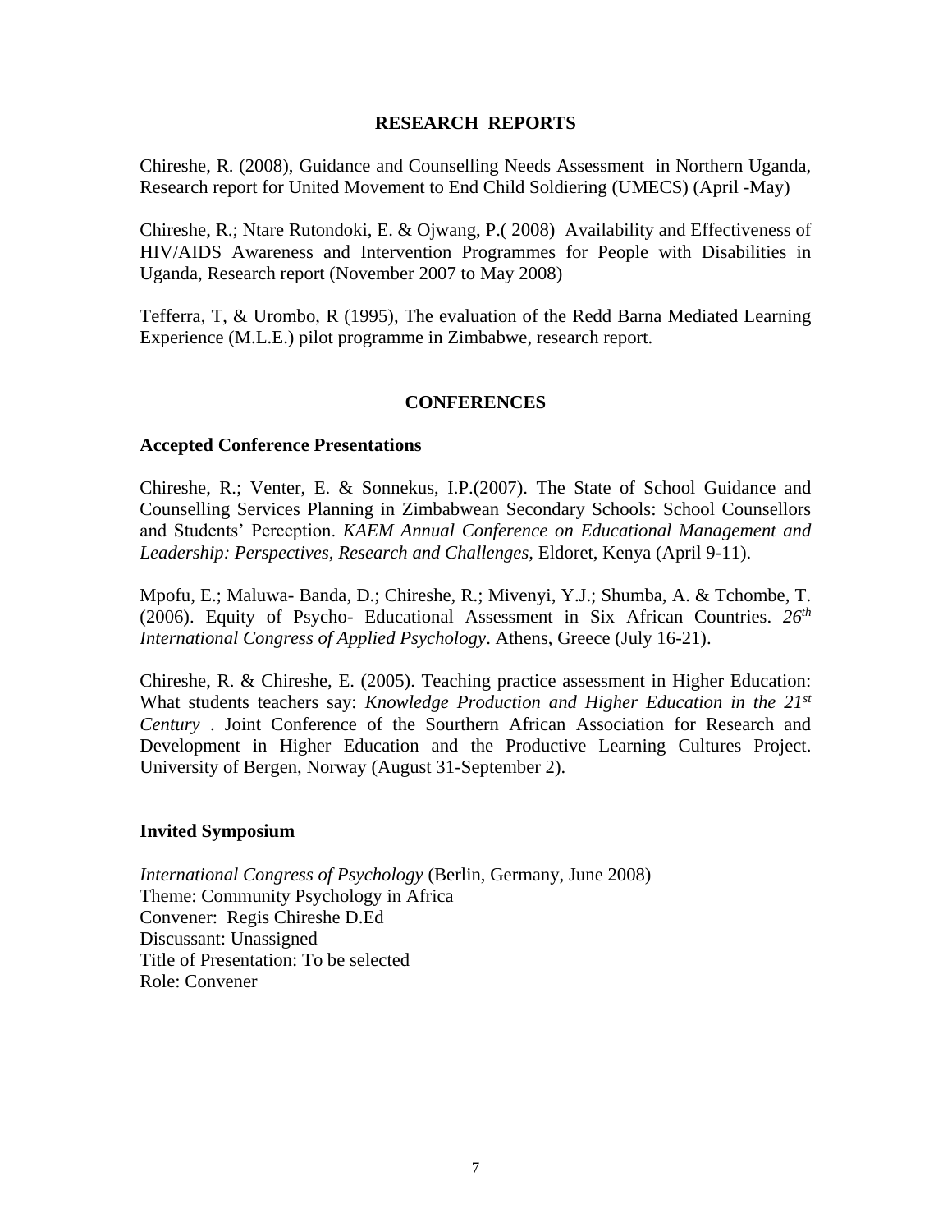## RESEARCH REPORTS

Chireshe, R. (2008), Guidance and Counselling Needs Assessment in Northern Uganda, Research report for United Movement to End Child Soldiering (UMECS) (April -May)

Chireshe, R.; Ntare Rutondoki, E. & Ojwang, P.( 2008) Availability and Effectiveness of HIV/AIDS Awareness and Intervention Programmes for People with Disabilities in Uganda, Research report (November 2007 to May 2008)

Tefferra, T, & Urombo, R (1995), The evaluation of the Redd Barna Mediated Learning Experience (M.L.E.) pilot programme in Zimbabwe, research report.

## CONFERENCES

### Accepted Conference Presentations

Chireshe, R.; Venter, E. & Sonnekus, I.P.(2007). The State of School Guidance and Counselling Services Planning in Zimbabwean Secondary Schools: School Counsellors and Students' Perception. *KAEM Annual Conference on Educational Management and Leadership: Perspectives, Research and Challenges*, Eldoret, Kenya (April 9-11).

Mpofu, E.; Maluwa- Banda, D.; Chireshe, R.; Mivenyi, Y.J.; Shumba, A. & Tchombe, T. (2006). Equity of Psycho- Educational Assessment in Six African Countries. *26th International Congress of Applied Psychology*. Athens, Greece (July 16-21).

Chireshe, R. & Chireshe, E. (2005). Teaching practice assessment in Higher Education: What students teachers say: *Knowledge Production and Higher Education in the 21st Century* . Joint Conference of the Sourthern African Association for Research and Development in Higher Education and the Productive Learning Cultures Project. University of Bergen, Norway (August 31-September 2).

### Invited Symposium

*International Congress of Psychology* (Berlin, Germany, June 2008)
Theme: Community Psychology in Africa
Convener: Regis Chireshe D.Ed
Discussant: Unassigned
Title of Presentation: To be selected
Role: Convener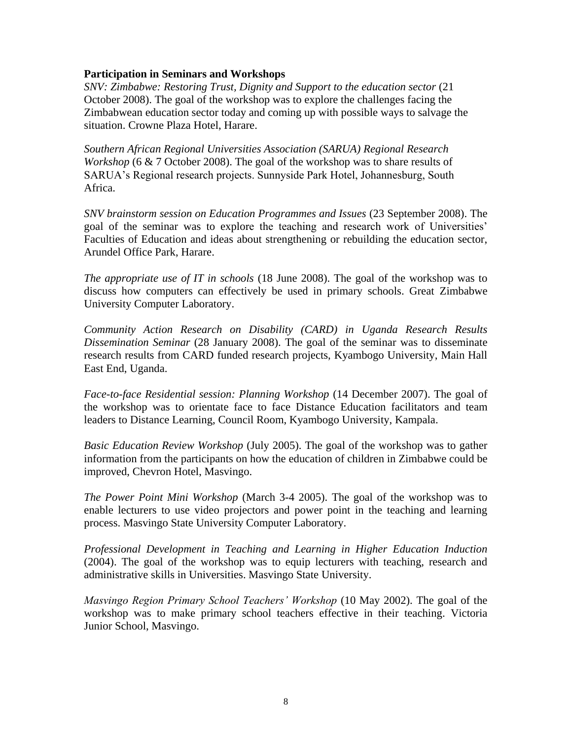**Participation in Seminars and Workshops**

*SNV: Zimbabwe: Restoring Trust, Dignity and Support to the education sector* (21 October 2008). The goal of the workshop was to explore the challenges facing the Zimbabwean education sector today and coming up with possible ways to salvage the situation. Crowne Plaza Hotel, Harare.

*Southern African Regional Universities Association (SARUA) Regional Research Workshop* (6 & 7 October 2008). The goal of the workshop was to share results of SARUA's Regional research projects. Sunnyside Park Hotel, Johannesburg, South Africa.

*SNV brainstorm session on Education Programmes and Issues* (23 September 2008). The goal of the seminar was to explore the teaching and research work of Universities' Faculties of Education and ideas about strengthening or rebuilding the education sector, Arundel Office Park, Harare.

*The appropriate use of IT in schools* (18 June 2008). The goal of the workshop was to discuss how computers can effectively be used in primary schools. Great Zimbabwe University Computer Laboratory.

*Community Action Research on Disability (CARD) in Uganda Research Results Dissemination Seminar* (28 January 2008). The goal of the seminar was to disseminate research results from CARD funded research projects, Kyambogo University, Main Hall East End, Uganda.

*Face-to-face Residential session: Planning Workshop* (14 December 2007). The goal of the workshop was to orientate face to face Distance Education facilitators and team leaders to Distance Learning, Council Room, Kyambogo University, Kampala.

*Basic Education Review Workshop* (July 2005). The goal of the workshop was to gather information from the participants on how the education of children in Zimbabwe could be improved, Chevron Hotel, Masvingo.

*The Power Point Mini Workshop* (March 3-4 2005). The goal of the workshop was to enable lecturers to use video projectors and power point in the teaching and learning process. Masvingo State University Computer Laboratory.

*Professional Development in Teaching and Learning in Higher Education Induction* (2004). The goal of the workshop was to equip lecturers with teaching, research and administrative skills in Universities. Masvingo State University.

*Masvingo Region Primary School Teachers' Workshop* (10 May 2002). The goal of the workshop was to make primary school teachers effective in their teaching. Victoria Junior School, Masvingo.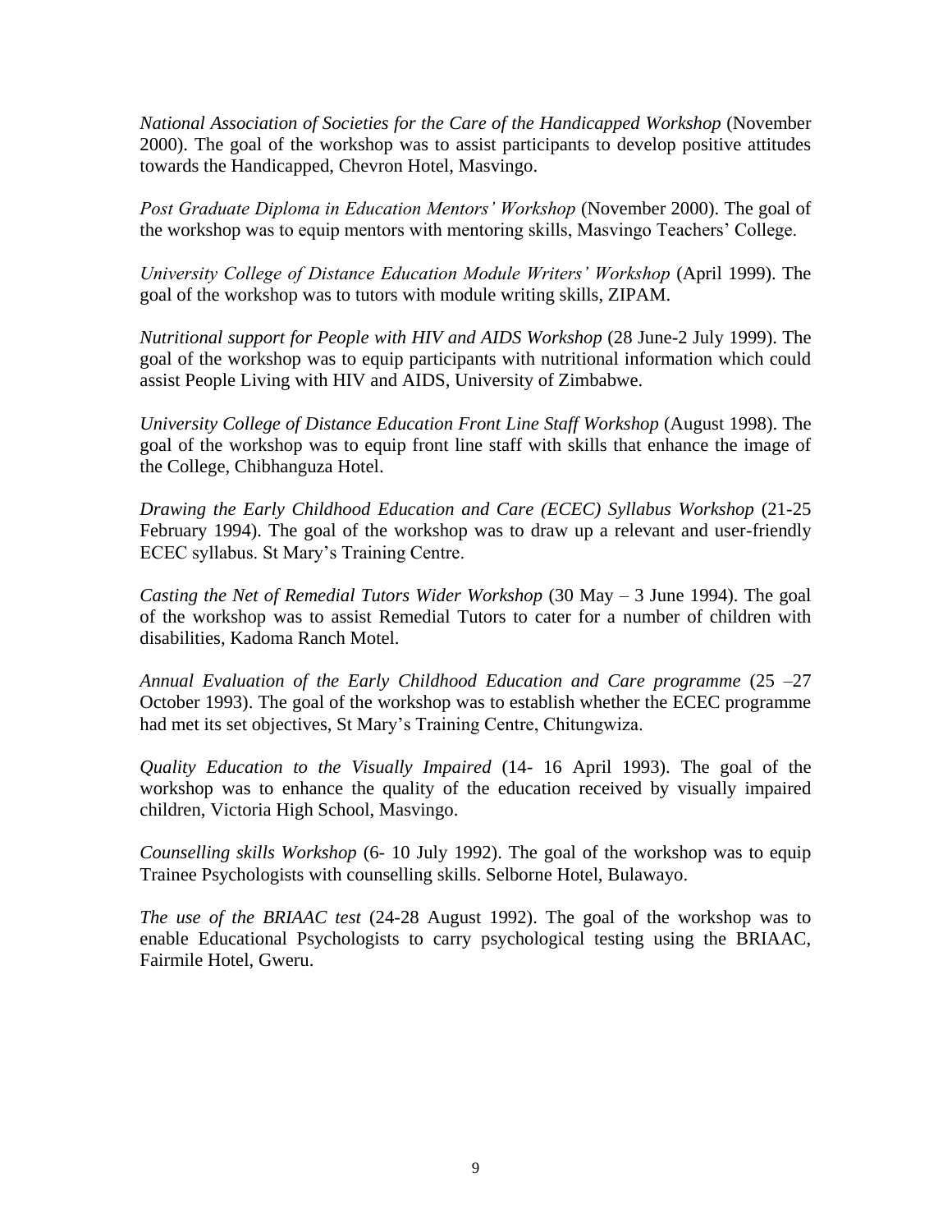*National Association of Societies for the Care of the Handicapped Workshop* (November 2000). The goal of the workshop was to assist participants to develop positive attitudes towards the Handicapped, Chevron Hotel, Masvingo.

*Post Graduate Diploma in Education Mentors' Workshop* (November 2000). The goal of the workshop was to equip mentors with mentoring skills, Masvingo Teachers' College.

*University College of Distance Education Module Writers' Workshop* (April 1999). The goal of the workshop was to tutors with module writing skills, ZIPAM.

*Nutritional support for People with HIV and AIDS Workshop* (28 June-2 July 1999). The goal of the workshop was to equip participants with nutritional information which could assist People Living with HIV and AIDS, University of Zimbabwe.

*University College of Distance Education Front Line Staff Workshop* (August 1998). The goal of the workshop was to equip front line staff with skills that enhance the image of the College, Chibhanguza Hotel.

*Drawing the Early Childhood Education and Care (ECEC) Syllabus Workshop* (21-25 February 1994). The goal of the workshop was to draw up a relevant and user-friendly ECEC syllabus. St Mary's Training Centre.

*Casting the Net of Remedial Tutors Wider Workshop* (30 May – 3 June 1994). The goal of the workshop was to assist Remedial Tutors to cater for a number of children with disabilities, Kadoma Ranch Motel.

*Annual Evaluation of the Early Childhood Education and Care programme* (25 –27 October 1993). The goal of the workshop was to establish whether the ECEC programme had met its set objectives, St Mary's Training Centre, Chitungwiza.

*Quality Education to the Visually Impaired* (14- 16 April 1993). The goal of the workshop was to enhance the quality of the education received by visually impaired children, Victoria High School, Masvingo.

*Counselling skills Workshop* (6- 10 July 1992). The goal of the workshop was to equip Trainee Psychologists with counselling skills. Selborne Hotel, Bulawayo.

*The use of the BRIAAC test* (24-28 August 1992). The goal of the workshop was to enable Educational Psychologists to carry psychological testing using the BRIAAC, Fairmile Hotel, Gweru.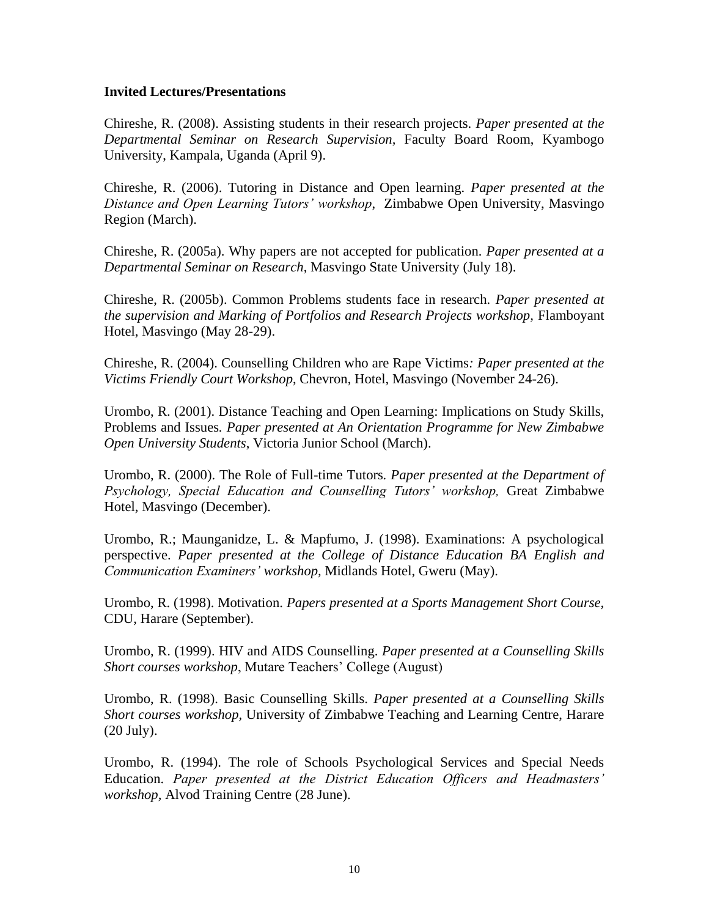**Invited Lectures/Presentations**

Chireshe, R. (2008). Assisting students in their research projects. *Paper presented at the Departmental Seminar on Research Supervision,* Faculty Board Room, Kyambogo University, Kampala, Uganda (April 9).

Chireshe, R. (2006). Tutoring in Distance and Open learning. *Paper presented at the Distance and Open Learning Tutors' workshop*, Zimbabwe Open University, Masvingo Region (March).

Chireshe, R. (2005a). Why papers are not accepted for publication. *Paper presented at a Departmental Seminar on Research*, Masvingo State University (July 18).

Chireshe, R. (2005b). Common Problems students face in research. *Paper presented at the supervision and Marking of Portfolios and Research Projects workshop,* Flamboyant Hotel, Masvingo (May 28-29).

Chireshe, R. (2004). Counselling Children who are Rape Victims*: Paper presented at the Victims Friendly Court Workshop*, Chevron, Hotel, Masvingo (November 24-26).

Urombo, R. (2001). Distance Teaching and Open Learning: Implications on Study Skills, Problems and Issues. *Paper presented at An Orientation Programme for New Zimbabwe Open University Students*, Victoria Junior School (March).

Urombo, R. (2000). The Role of Full-time Tutors. *Paper presented at the Department of Psychology, Special Education and Counselling Tutors' workshop,* Great Zimbabwe Hotel, Masvingo (December).

Urombo, R.; Maunganidze, L. & Mapfumo, J. (1998). Examinations: A psychological perspective. *Paper presented at the College of Distance Education BA English and Communication Examiners' workshop,* Midlands Hotel, Gweru (May).

Urombo, R. (1998). Motivation. *Papers presented at a Sports Management Short Course*, CDU, Harare (September).

Urombo, R. (1999). HIV and AIDS Counselling. *Paper presented at a Counselling Skills Short courses workshop*, Mutare Teachers' College (August)

Urombo, R. (1998). Basic Counselling Skills. *Paper presented at a Counselling Skills Short courses workshop,* University of Zimbabwe Teaching and Learning Centre, Harare (20 July).

Urombo, R. (1994). The role of Schools Psychological Services and Special Needs Education. *Paper presented at the District Education Officers and Headmasters' workshop,* Alvod Training Centre (28 June).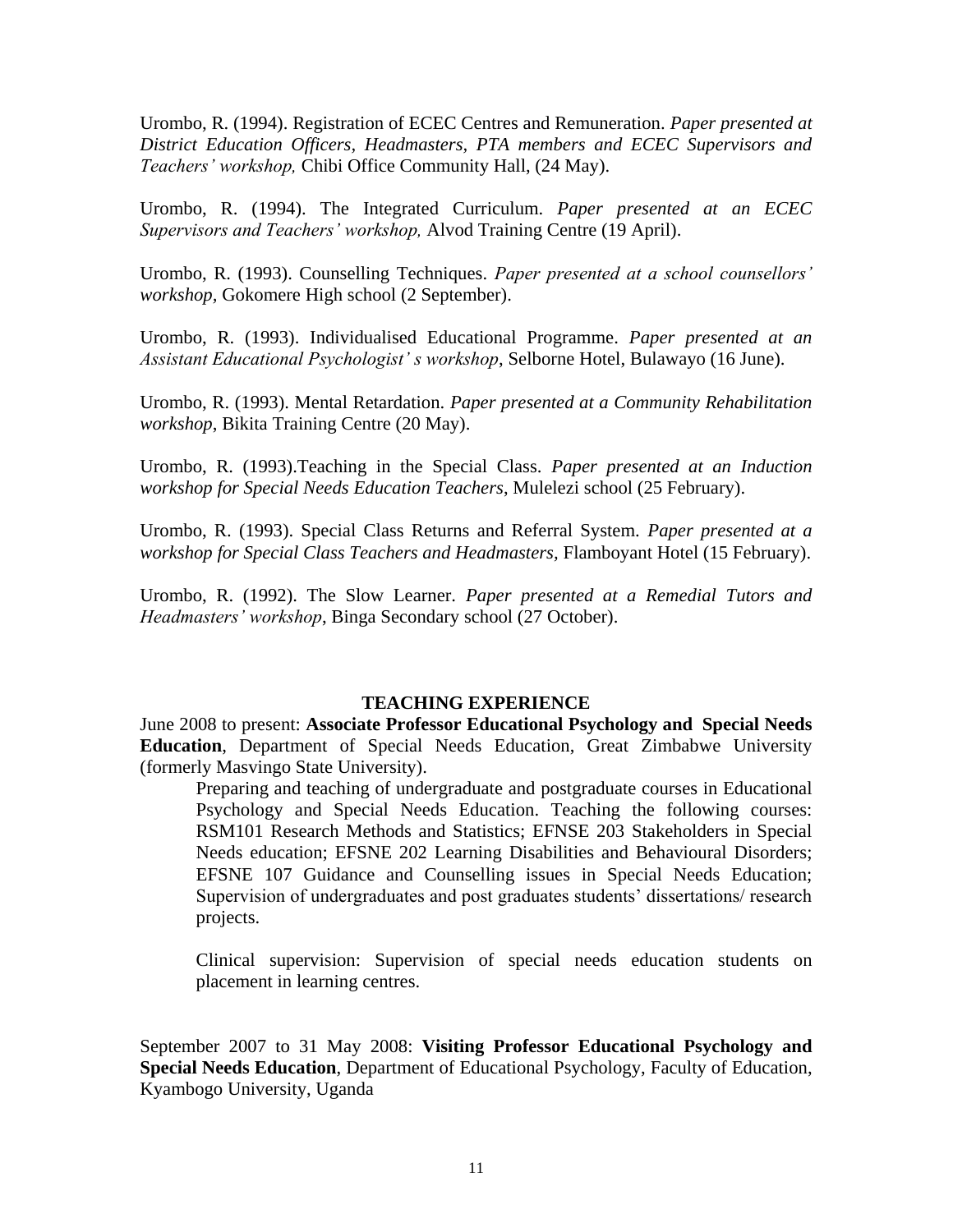Urombo, R. (1994). Registration of ECEC Centres and Remuneration. *Paper presented at District Education Officers, Headmasters, PTA members and ECEC Supervisors and Teachers' workshop,* Chibi Office Community Hall, (24 May).

Urombo, R. (1994). The Integrated Curriculum. *Paper presented at an ECEC Supervisors and Teachers' workshop,* Alvod Training Centre (19 April).

Urombo, R. (1993). Counselling Techniques. *Paper presented at a school counsellors' workshop*, Gokomere High school (2 September).

Urombo, R. (1993). Individualised Educational Programme. *Paper presented at an Assistant Educational Psychologist' s workshop*, Selborne Hotel, Bulawayo (16 June).

Urombo, R. (1993). Mental Retardation. *Paper presented at a Community Rehabilitation workshop*, Bikita Training Centre (20 May).

Urombo, R. (1993).Teaching in the Special Class. *Paper presented at an Induction workshop for Special Needs Education Teachers*, Mulelezi school (25 February).

Urombo, R. (1993). Special Class Returns and Referral System. *Paper presented at a workshop for Special Class Teachers and Headmasters,* Flamboyant Hotel (15 February).

Urombo, R. (1992). The Slow Learner. *Paper presented at a Remedial Tutors and Headmasters' workshop*, Binga Secondary school (27 October).

## TEACHING EXPERIENCE

June 2008 to present: **Associate Professor Educational Psychology and Special Needs Education**, Department of Special Needs Education, Great Zimbabwe University (formerly Masvingo State University).

> Preparing and teaching of undergraduate and postgraduate courses in Educational Psychology and Special Needs Education. Teaching the following courses: RSM101 Research Methods and Statistics; EFNSE 203 Stakeholders in Special Needs education; EFSNE 202 Learning Disabilities and Behavioural Disorders; EFSNE 107 Guidance and Counselling issues in Special Needs Education; Supervision of undergraduates and post graduates students' dissertations/ research projects.
>
> Clinical supervision: Supervision of special needs education students on placement in learning centres.

September 2007 to 31 May 2008: **Visiting Professor Educational Psychology and Special Needs Education**, Department of Educational Psychology, Faculty of Education, Kyambogo University, Uganda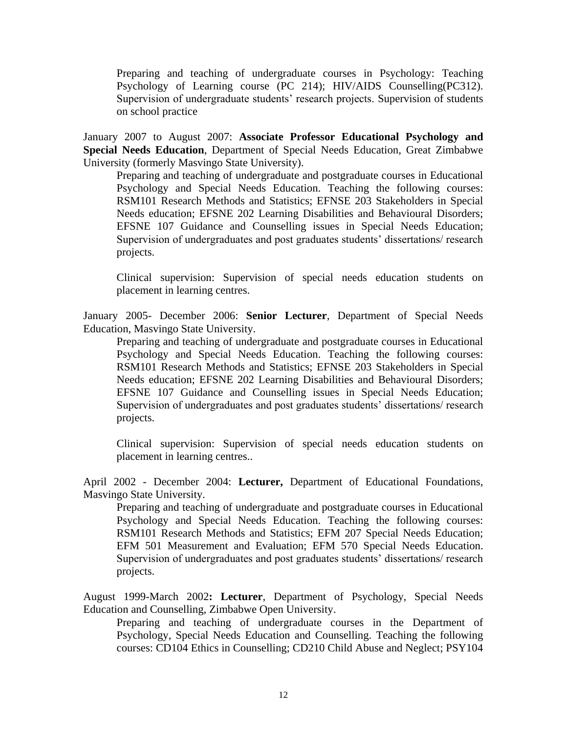Preparing and teaching of undergraduate courses in Psychology: Teaching Psychology of Learning course (PC 214); HIV/AIDS Counselling(PC312). Supervision of undergraduate students' research projects. Supervision of students on school practice

January 2007 to August 2007: **Associate Professor Educational Psychology and Special Needs Education**, Department of Special Needs Education, Great Zimbabwe University (formerly Masvingo State University).

Preparing and teaching of undergraduate and postgraduate courses in Educational Psychology and Special Needs Education. Teaching the following courses: RSM101 Research Methods and Statistics; EFNSE 203 Stakeholders in Special Needs education; EFSNE 202 Learning Disabilities and Behavioural Disorders; EFSNE 107 Guidance and Counselling issues in Special Needs Education; Supervision of undergraduates and post graduates students' dissertations/ research projects.

Clinical supervision: Supervision of special needs education students on placement in learning centres.

January 2005- December 2006: **Senior Lecturer**, Department of Special Needs Education, Masvingo State University.

Preparing and teaching of undergraduate and postgraduate courses in Educational Psychology and Special Needs Education. Teaching the following courses: RSM101 Research Methods and Statistics; EFNSE 203 Stakeholders in Special Needs education; EFSNE 202 Learning Disabilities and Behavioural Disorders; EFSNE 107 Guidance and Counselling issues in Special Needs Education; Supervision of undergraduates and post graduates students' dissertations/ research projects.

Clinical supervision: Supervision of special needs education students on placement in learning centres..

April 2002 - December 2004: **Lecturer,** Department of Educational Foundations, Masvingo State University.

Preparing and teaching of undergraduate and postgraduate courses in Educational Psychology and Special Needs Education. Teaching the following courses: RSM101 Research Methods and Statistics; EFM 207 Special Needs Education; EFM 501 Measurement and Evaluation; EFM 570 Special Needs Education. Supervision of undergraduates and post graduates students' dissertations/ research projects.

August 1999-March 2002**: Lecturer**, Department of Psychology, Special Needs Education and Counselling, Zimbabwe Open University.

Preparing and teaching of undergraduate courses in the Department of Psychology, Special Needs Education and Counselling. Teaching the following courses: CD104 Ethics in Counselling; CD210 Child Abuse and Neglect; PSY104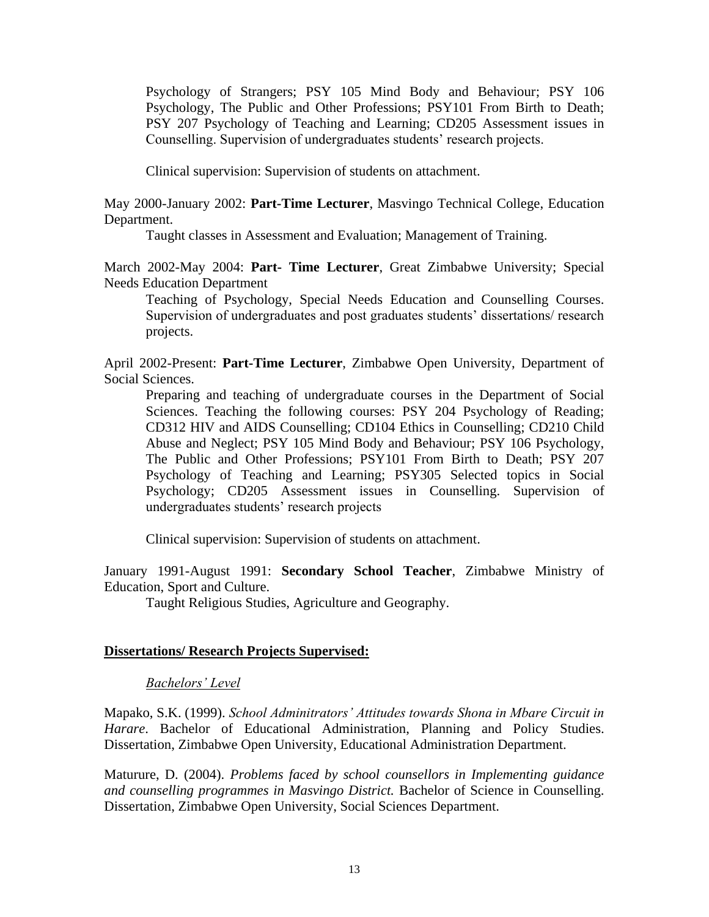Psychology of Strangers; PSY 105 Mind Body and Behaviour; PSY 106 Psychology, The Public and Other Professions; PSY101 From Birth to Death; PSY 207 Psychology of Teaching and Learning; CD205 Assessment issues in Counselling. Supervision of undergraduates students' research projects.

Clinical supervision: Supervision of students on attachment.

May 2000-January 2002: **Part-Time Lecturer**, Masvingo Technical College, Education Department.

Taught classes in Assessment and Evaluation; Management of Training.

March 2002-May 2004: **Part- Time Lecturer**, Great Zimbabwe University; Special Needs Education Department

Teaching of Psychology, Special Needs Education and Counselling Courses. Supervision of undergraduates and post graduates students' dissertations/ research projects.

April 2002-Present: **Part-Time Lecturer**, Zimbabwe Open University, Department of Social Sciences.

Preparing and teaching of undergraduate courses in the Department of Social Sciences. Teaching the following courses: PSY 204 Psychology of Reading; CD312 HIV and AIDS Counselling; CD104 Ethics in Counselling; CD210 Child Abuse and Neglect; PSY 105 Mind Body and Behaviour; PSY 106 Psychology, The Public and Other Professions; PSY101 From Birth to Death; PSY 207 Psychology of Teaching and Learning; PSY305 Selected topics in Social Psychology; CD205 Assessment issues in Counselling. Supervision of undergraduates students' research projects

Clinical supervision: Supervision of students on attachment.

January 1991-August 1991: **Secondary School Teacher**, Zimbabwe Ministry of Education, Sport and Culture.

Taught Religious Studies, Agriculture and Geography.

## Dissertations/ Research Projects Supervised:

*Bachelors' Level*

Mapako, S.K. (1999). *School Adminitrators' Attitudes towards Shona in Mbare Circuit in Harare*. Bachelor of Educational Administration, Planning and Policy Studies. Dissertation, Zimbabwe Open University, Educational Administration Department.

Maturure, D. (2004). *Problems faced by school counsellors in Implementing guidance and counselling programmes in Masvingo District.* Bachelor of Science in Counselling. Dissertation, Zimbabwe Open University, Social Sciences Department.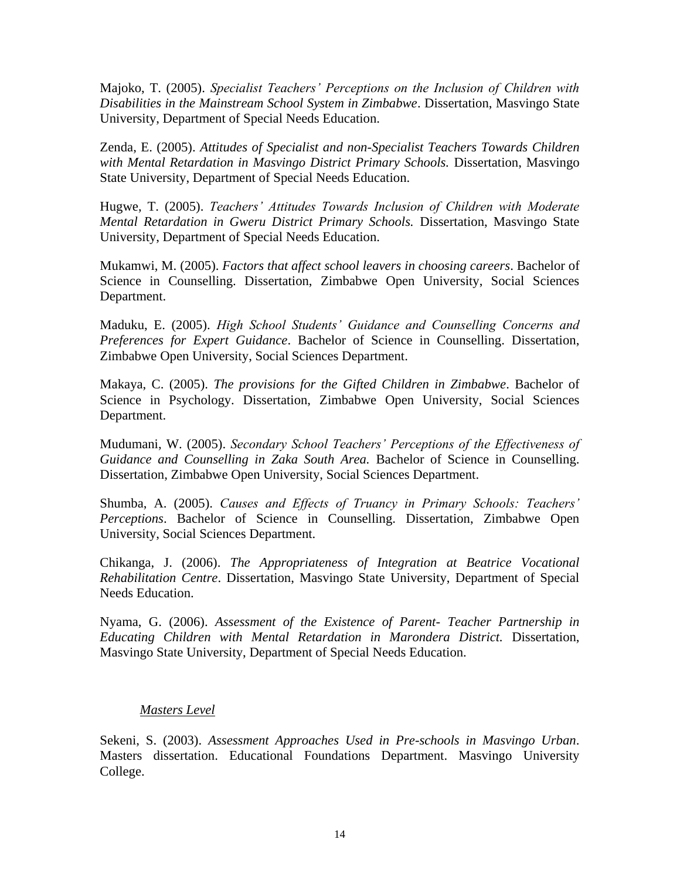Majoko, T. (2005). *Specialist Teachers' Perceptions on the Inclusion of Children with Disabilities in the Mainstream School System in Zimbabwe*. Dissertation, Masvingo State University, Department of Special Needs Education.

Zenda, E. (2005). *Attitudes of Specialist and non-Specialist Teachers Towards Children with Mental Retardation in Masvingo District Primary Schools.* Dissertation, Masvingo State University, Department of Special Needs Education.

Hugwe, T. (2005). *Teachers' Attitudes Towards Inclusion of Children with Moderate Mental Retardation in Gweru District Primary Schools.* Dissertation, Masvingo State University, Department of Special Needs Education.

Mukamwi, M. (2005). *Factors that affect school leavers in choosing careers*. Bachelor of Science in Counselling. Dissertation, Zimbabwe Open University, Social Sciences Department.

Maduku, E. (2005). *High School Students' Guidance and Counselling Concerns and Preferences for Expert Guidance*. Bachelor of Science in Counselling. Dissertation, Zimbabwe Open University, Social Sciences Department.

Makaya, C. (2005). *The provisions for the Gifted Children in Zimbabwe*. Bachelor of Science in Psychology. Dissertation, Zimbabwe Open University, Social Sciences Department.

Mudumani, W. (2005). *Secondary School Teachers' Perceptions of the Effectiveness of Guidance and Counselling in Zaka South Area.* Bachelor of Science in Counselling. Dissertation, Zimbabwe Open University, Social Sciences Department.

Shumba, A. (2005). *Causes and Effects of Truancy in Primary Schools: Teachers' Perceptions*. Bachelor of Science in Counselling. Dissertation, Zimbabwe Open University, Social Sciences Department.

Chikanga, J. (2006). *The Appropriateness of Integration at Beatrice Vocational Rehabilitation Centre*. Dissertation, Masvingo State University, Department of Special Needs Education.

Nyama, G. (2006). *Assessment of the Existence of Parent- Teacher Partnership in Educating Children with Mental Retardation in Marondera District.* Dissertation, Masvingo State University, Department of Special Needs Education.

*Masters Level*

Sekeni, S. (2003). *Assessment Approaches Used in Pre-schools in Masvingo Urban*. Masters dissertation. Educational Foundations Department. Masvingo University College.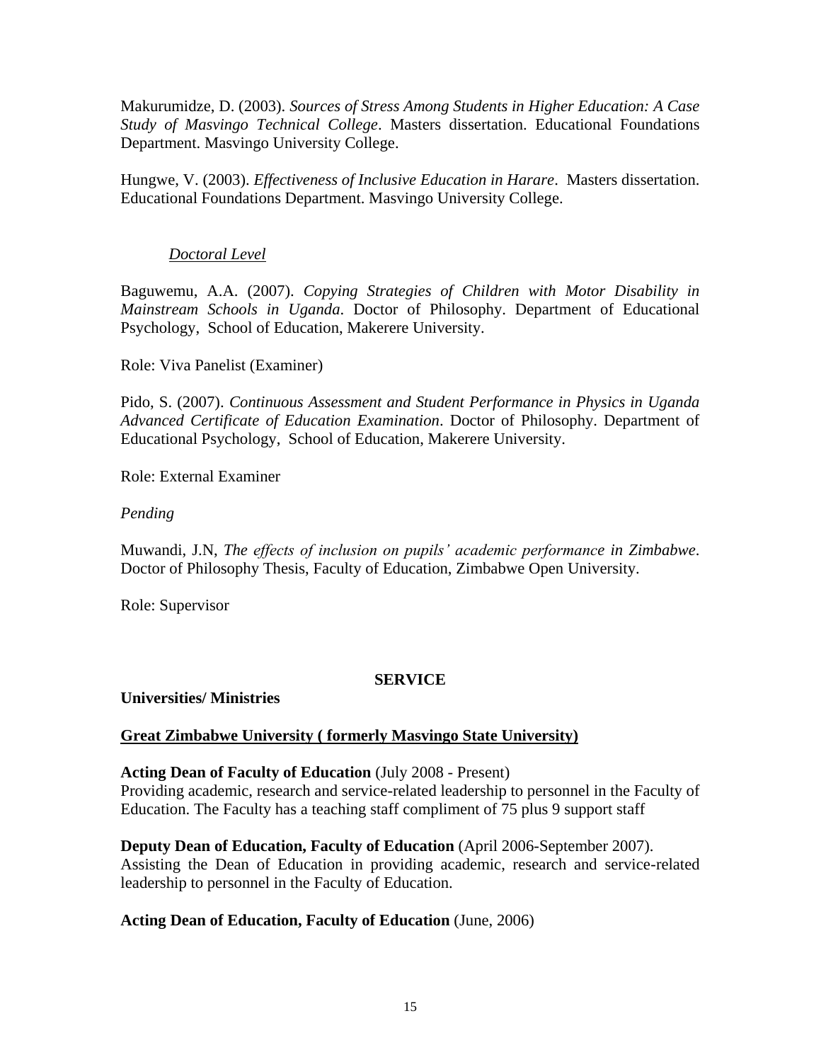Makurumidze, D. (2003). *Sources of Stress Among Students in Higher Education: A Case Study of Masvingo Technical College*. Masters dissertation. Educational Foundations Department. Masvingo University College.

Hungwe, V. (2003). *Effectiveness of Inclusive Education in Harare*. Masters dissertation. Educational Foundations Department. Masvingo University College.

*Doctoral Level*

Baguwemu, A.A. (2007). *Copying Strategies of Children with Motor Disability in Mainstream Schools in Uganda*. Doctor of Philosophy. Department of Educational Psychology, School of Education, Makerere University.

Role: Viva Panelist (Examiner)

Pido, S. (2007). *Continuous Assessment and Student Performance in Physics in Uganda Advanced Certificate of Education Examination*. Doctor of Philosophy. Department of Educational Psychology, School of Education, Makerere University.

Role: External Examiner

*Pending*

Muwandi, J.N, *The effects of inclusion on pupils' academic performance in Zimbabwe*. Doctor of Philosophy Thesis, Faculty of Education, Zimbabwe Open University.

Role: Supervisor

## SERVICE

**Universities/ Ministries**

**Great Zimbabwe University ( formerly Masvingo State University)**

**Acting Dean of Faculty of Education** (July 2008 - Present)
Providing academic, research and service-related leadership to personnel in the Faculty of Education. The Faculty has a teaching staff compliment of 75 plus 9 support staff

**Deputy Dean of Education, Faculty of Education** (April 2006-September 2007).
Assisting the Dean of Education in providing academic, research and service-related leadership to personnel in the Faculty of Education.

**Acting Dean of Education, Faculty of Education** (June, 2006)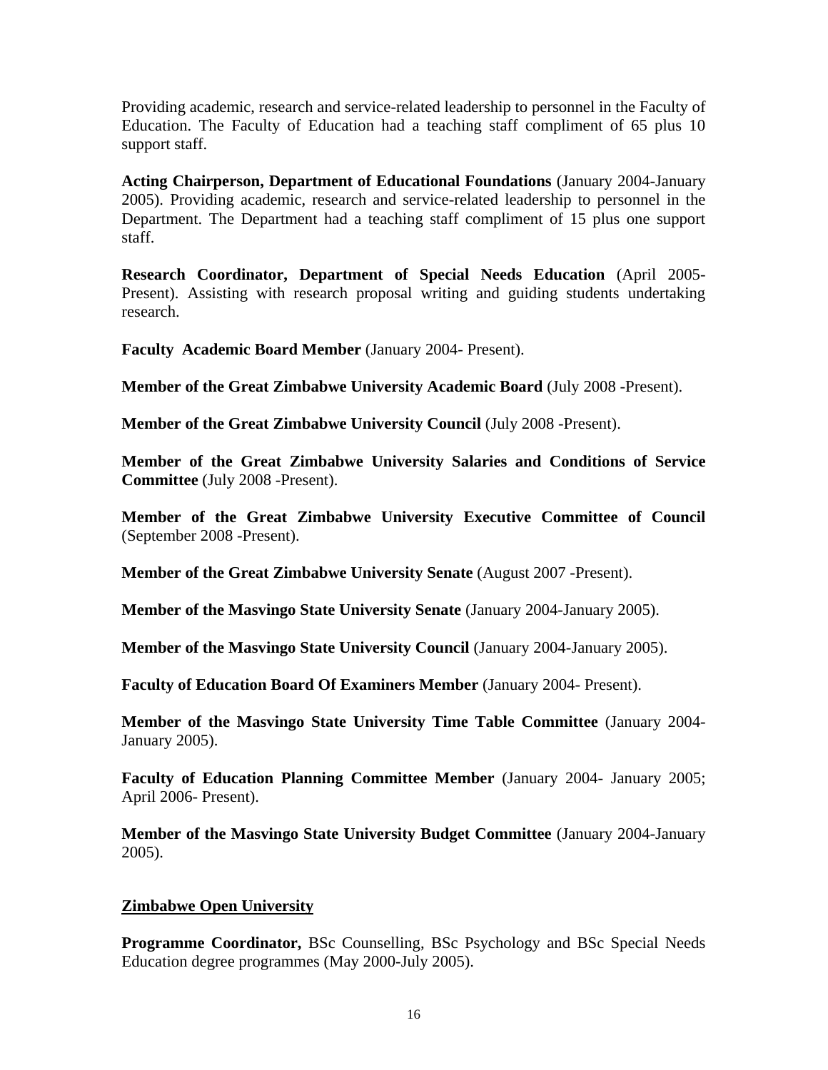Providing academic, research and service-related leadership to personnel in the Faculty of Education. The Faculty of Education had a teaching staff compliment of 65 plus 10 support staff.

**Acting Chairperson, Department of Educational Foundations** (January 2004-January 2005). Providing academic, research and service-related leadership to personnel in the Department. The Department had a teaching staff compliment of 15 plus one support staff.

**Research Coordinator, Department of Special Needs Education** (April 2005-Present). Assisting with research proposal writing and guiding students undertaking research.

**Faculty Academic Board Member** (January 2004- Present).

**Member of the Great Zimbabwe University Academic Board** (July 2008 -Present).

**Member of the Great Zimbabwe University Council** (July 2008 -Present).

**Member of the Great Zimbabwe University Salaries and Conditions of Service Committee** (July 2008 -Present).

**Member of the Great Zimbabwe University Executive Committee of Council** (September 2008 -Present).

**Member of the Great Zimbabwe University Senate** (August 2007 -Present).

**Member of the Masvingo State University Senate** (January 2004-January 2005).

**Member of the Masvingo State University Council** (January 2004-January 2005).

**Faculty of Education Board Of Examiners Member** (January 2004- Present).

**Member of the Masvingo State University Time Table Committee** (January 2004-January 2005).

**Faculty of Education Planning Committee Member** (January 2004- January 2005; April 2006- Present).

**Member of the Masvingo State University Budget Committee** (January 2004-January 2005).

**Zimbabwe Open University**

**Programme Coordinator,** BSc Counselling, BSc Psychology and BSc Special Needs Education degree programmes (May 2000-July 2005).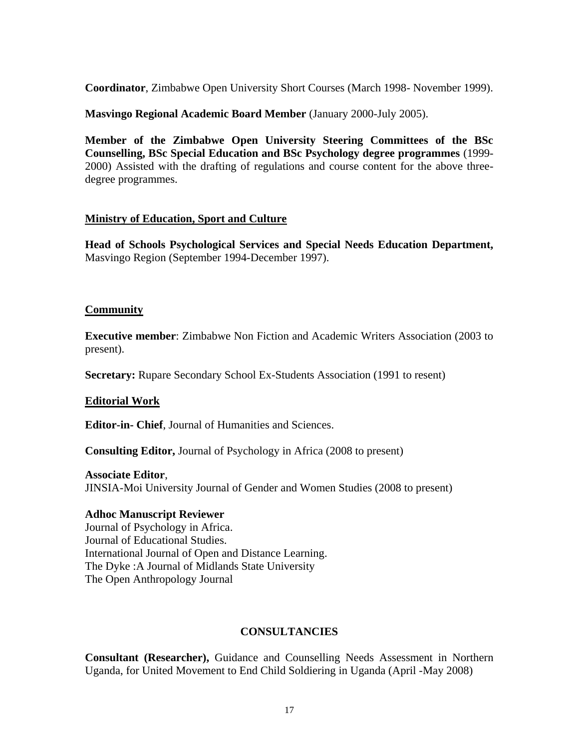**Coordinator**, Zimbabwe Open University Short Courses (March 1998- November 1999).

**Masvingo Regional Academic Board Member** (January 2000-July 2005).

**Member of the Zimbabwe Open University Steering Committees of the BSc Counselling, BSc Special Education and BSc Psychology degree programmes** (1999-2000) Assisted with the drafting of regulations and course content for the above three-degree programmes.

**<u>Ministry of Education, Sport and Culture</u>**

**Head of Schools Psychological Services and Special Needs Education Department,** Masvingo Region (September 1994-December 1997).

**<u>Community</u>**

**Executive member**: Zimbabwe Non Fiction and Academic Writers Association (2003 to present).

**Secretary:** Rupare Secondary School Ex-Students Association (1991 to resent)

**<u>Editorial Work</u>**

**Editor-in- Chief**, Journal of Humanities and Sciences.

**Consulting Editor,** Journal of Psychology in Africa (2008 to present)

**Associate Editor**,
JINSIA-Moi University Journal of Gender and Women Studies (2008 to present)

**Adhoc Manuscript Reviewer**
Journal of Psychology in Africa.
Journal of Educational Studies.
International Journal of Open and Distance Learning.
The Dyke :A Journal of Midlands State University
The Open Anthropology Journal

## CONSULTANCIES

**Consultant (Researcher),** Guidance and Counselling Needs Assessment in Northern Uganda, for United Movement to End Child Soldiering in Uganda (April -May 2008)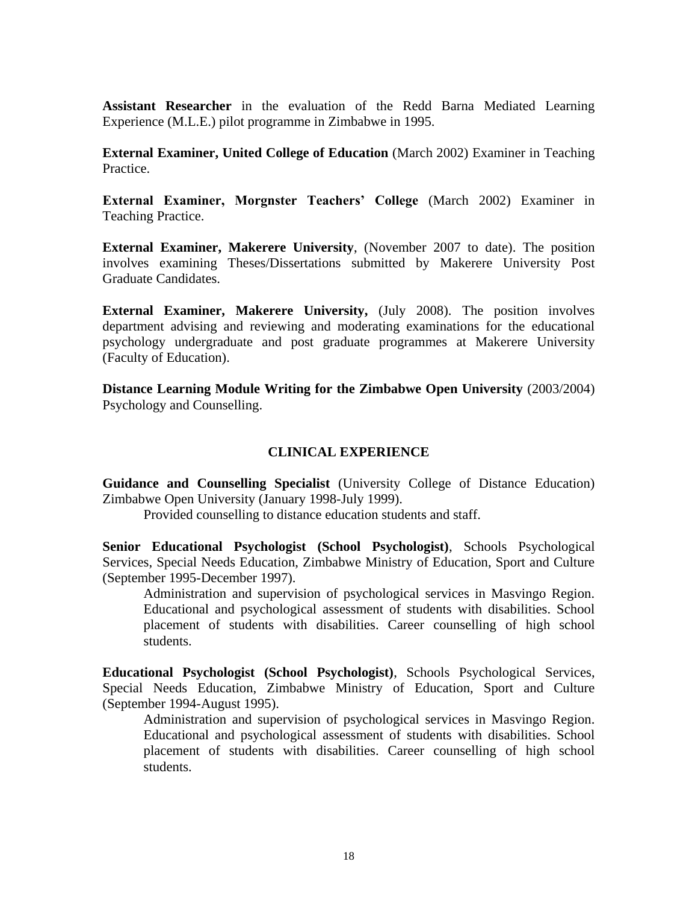**Assistant Researcher** in the evaluation of the Redd Barna Mediated Learning Experience (M.L.E.) pilot programme in Zimbabwe in 1995.

**External Examiner, United College of Education** (March 2002) Examiner in Teaching Practice.

**External Examiner, Morgnster Teachers' College** (March 2002) Examiner in Teaching Practice.

**External Examiner, Makerere University**, (November 2007 to date). The position involves examining Theses/Dissertations submitted by Makerere University Post Graduate Candidates.

**External Examiner, Makerere University,** (July 2008). The position involves department advising and reviewing and moderating examinations for the educational psychology undergraduate and post graduate programmes at Makerere University (Faculty of Education).

**Distance Learning Module Writing for the Zimbabwe Open University** (2003/2004) Psychology and Counselling.

## CLINICAL EXPERIENCE

**Guidance and Counselling Specialist** (University College of Distance Education) Zimbabwe Open University (January 1998-July 1999).

Provided counselling to distance education students and staff.

**Senior Educational Psychologist (School Psychologist)**, Schools Psychological Services, Special Needs Education, Zimbabwe Ministry of Education, Sport and Culture (September 1995-December 1997).

Administration and supervision of psychological services in Masvingo Region. Educational and psychological assessment of students with disabilities. School placement of students with disabilities. Career counselling of high school students.

**Educational Psychologist (School Psychologist)**, Schools Psychological Services, Special Needs Education, Zimbabwe Ministry of Education, Sport and Culture (September 1994-August 1995).

Administration and supervision of psychological services in Masvingo Region. Educational and psychological assessment of students with disabilities. School placement of students with disabilities. Career counselling of high school students.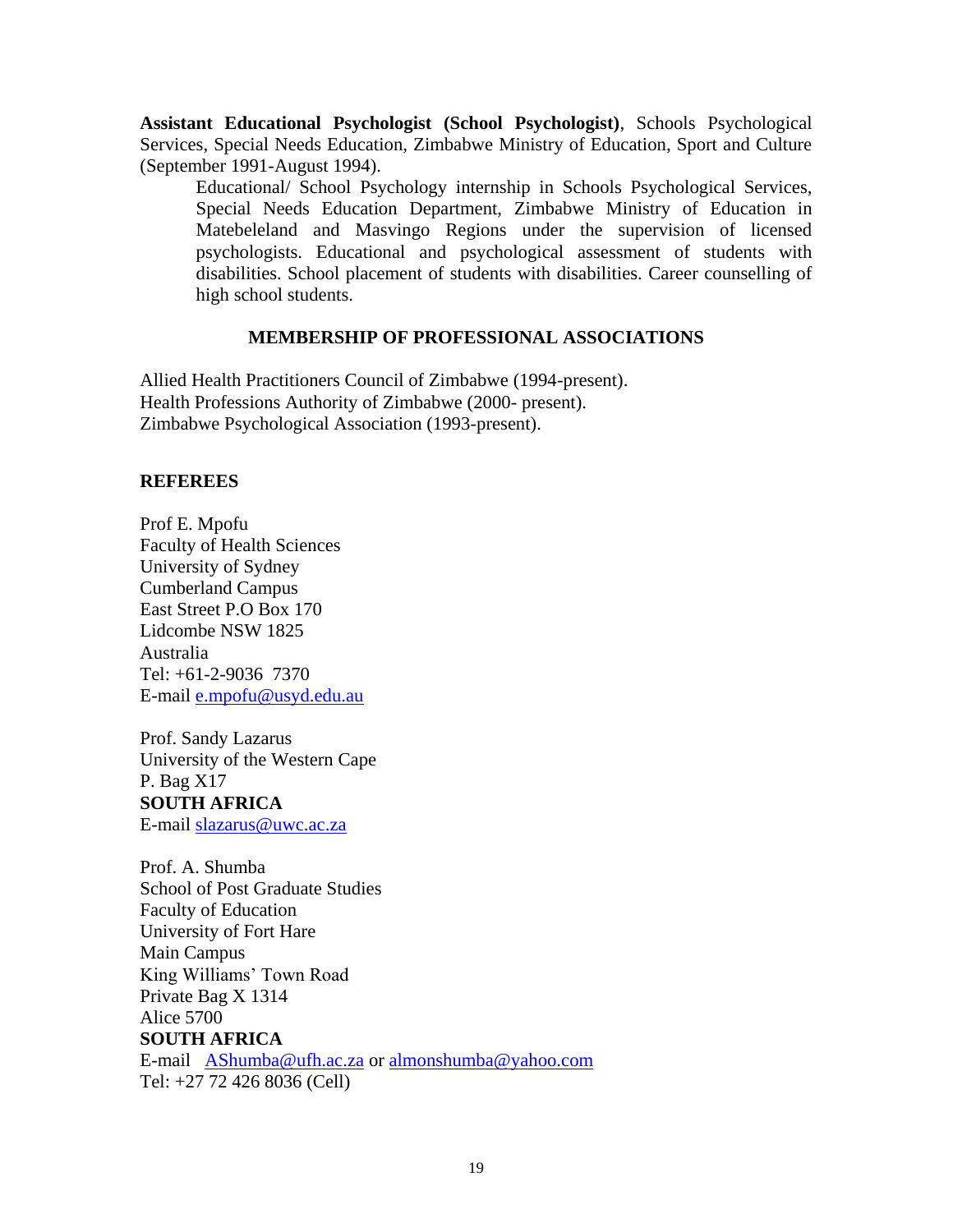**Assistant Educational Psychologist (School Psychologist)**, Schools Psychological Services, Special Needs Education, Zimbabwe Ministry of Education, Sport and Culture (September 1991-August 1994).

> Educational/ School Psychology internship in Schools Psychological Services, Special Needs Education Department, Zimbabwe Ministry of Education in Matebeleland and Masvingo Regions under the supervision of licensed psychologists. Educational and psychological assessment of students with disabilities. School placement of students with disabilities. Career counselling of high school students.

## MEMBERSHIP OF PROFESSIONAL ASSOCIATIONS

Allied Health Practitioners Council of Zimbabwe (1994-present).
Health Professions Authority of Zimbabwe (2000- present).
Zimbabwe Psychological Association (1993-present).

## REFEREES

Prof E. Mpofu
Faculty of Health Sciences
University of Sydney
Cumberland Campus
East Street P.O Box 170
Lidcombe NSW 1825
Australia
Tel: +61-2-9036 7370
E-mail e.mpofu@usyd.edu.au

Prof. Sandy Lazarus
University of the Western Cape
P. Bag X17
**SOUTH AFRICA**
E-mail slazarus@uwc.ac.za

Prof. A. Shumba
School of Post Graduate Studies
Faculty of Education
University of Fort Hare
Main Campus
King Williams' Town Road
Private Bag X 1314
Alice 5700
**SOUTH AFRICA**
E-mail AShumba@ufh.ac.za or almonshumba@yahoo.com
Tel: +27 72 426 8036 (Cell)